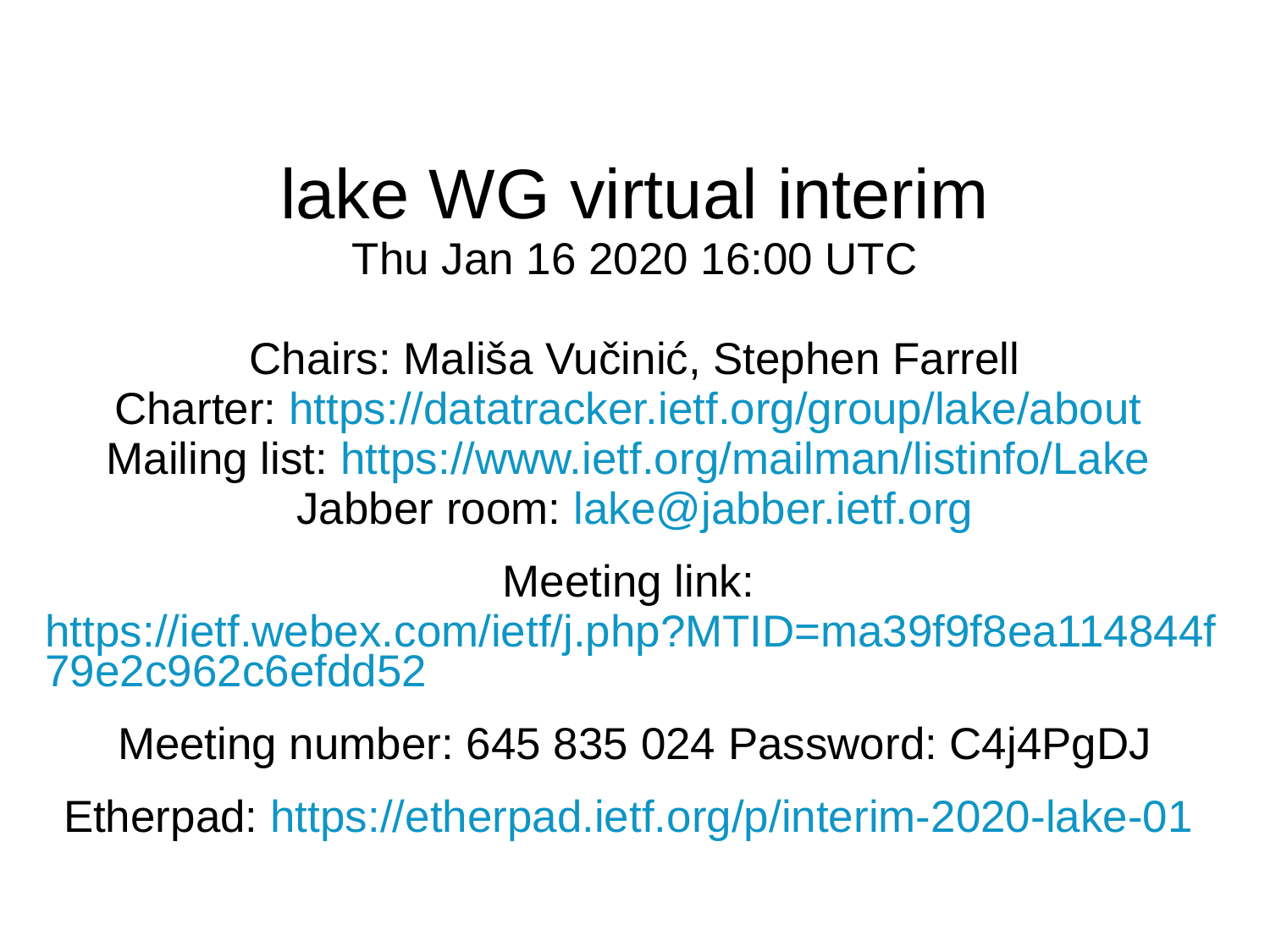# lake WG virtual interim

Thu Jan 16 2020 16:00 UTC

Chairs: Mališa Vučinić, Stephen Farrell

Charter: https://datatracker.ietf.org/group/lake/about

Mailing list: https://www.ietf.org/mailman/listinfo/Lake

Jabber room: lake@jabber.ietf.org

Meeting link:

https://ietf.webex.com/ietf/j.php?MTID=ma39f9f8ea114844f79e2c962c6efdd52

Meeting number: 645 835 024 Password: C4j4PgDJ

Etherpad: https://etherpad.ietf.org/p/interim-2020-lake-01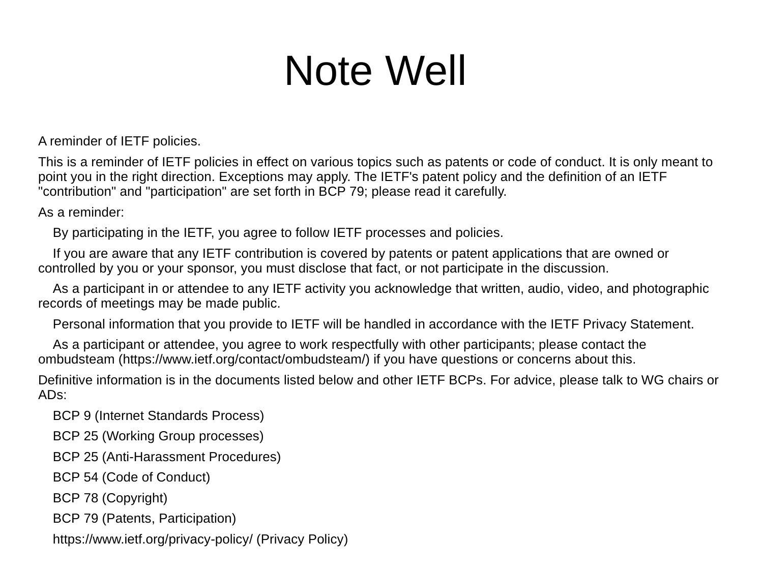# Note Well

A reminder of IETF policies.

This is a reminder of IETF policies in effect on various topics such as patents or code of conduct. It is only meant to point you in the right direction. Exceptions may apply. The IETF's patent policy and the definition of an IETF "contribution" and "participation" are set forth in BCP 79; please read it carefully.

As a reminder:

- By participating in the IETF, you agree to follow IETF processes and policies.
- If you are aware that any IETF contribution is covered by patents or patent applications that are owned or controlled by you or your sponsor, you must disclose that fact, or not participate in the discussion.
- As a participant in or attendee to any IETF activity you acknowledge that written, audio, video, and photographic records of meetings may be made public.
- Personal information that you provide to IETF will be handled in accordance with the IETF Privacy Statement.
- As a participant or attendee, you agree to work respectfully with other participants; please contact the ombudsteam (https://www.ietf.org/contact/ombudsteam/) if you have questions or concerns about this.

Definitive information is in the documents listed below and other IETF BCPs. For advice, please talk to WG chairs or ADs:

- BCP 9 (Internet Standards Process)
- BCP 25 (Working Group processes)
- BCP 25 (Anti-Harassment Procedures)
- BCP 54 (Code of Conduct)
- BCP 78 (Copyright)
- BCP 79 (Patents, Participation)
- https://www.ietf.org/privacy-policy/ (Privacy Policy)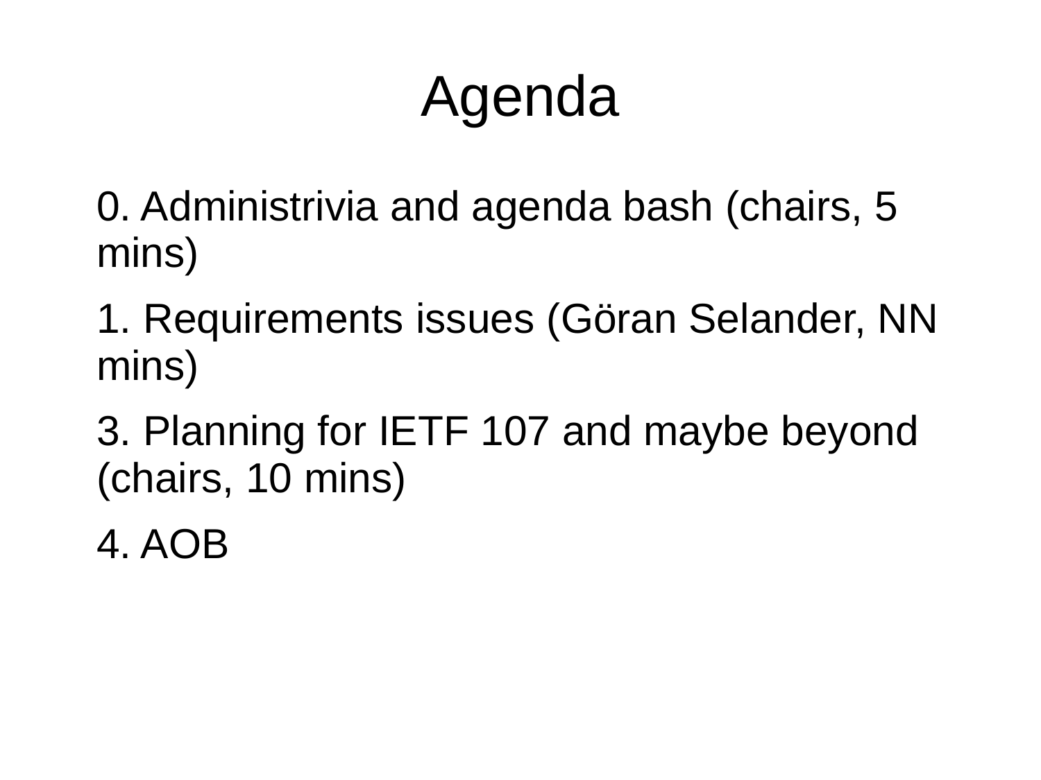# Agenda

0. Administrivia and agenda bash (chairs, 5 mins)

1. Requirements issues (Göran Selander, NN mins)

3. Planning for IETF 107 and maybe beyond (chairs, 10 mins)

4. AOB